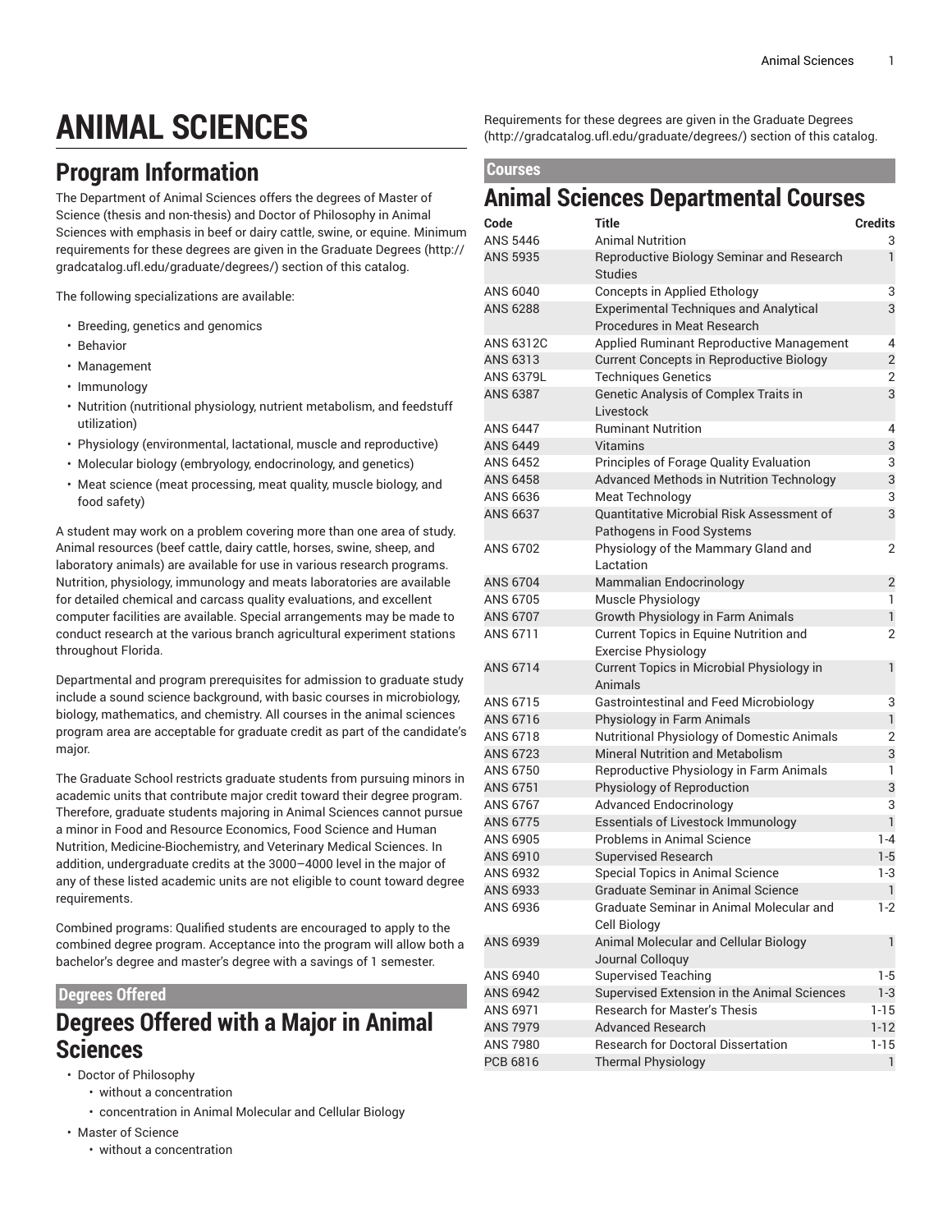# ANIMAL SCIENCES

## Program Information

The Department of Animal Sciences offers the degrees of Master of Science (thesis and non-thesis) and Doctor of Philosophy in Animal Sciences with emphasis in beef or dairy cattle, swine, or equine. Minimum requirements for these degrees are given in the Graduate Degrees (http://gradcatalog.ufl.edu/graduate/degrees/) section of this catalog.

The following specializations are available:

- Breeding, genetics and genomics
- Behavior
- Management
- Immunology
- Nutrition (nutritional physiology, nutrient metabolism, and feedstuff utilization)
- Physiology (environmental, lactational, muscle and reproductive)
- Molecular biology (embryology, endocrinology, and genetics)
- Meat science (meat processing, meat quality, muscle biology, and food safety)

A student may work on a problem covering more than one area of study. Animal resources (beef cattle, dairy cattle, horses, swine, sheep, and laboratory animals) are available for use in various research programs. Nutrition, physiology, immunology and meats laboratories are available for detailed chemical and carcass quality evaluations, and excellent computer facilities are available. Special arrangements may be made to conduct research at the various branch agricultural experiment stations throughout Florida.

Departmental and program prerequisites for admission to graduate study include a sound science background, with basic courses in microbiology, biology, mathematics, and chemistry. All courses in the animal sciences program area are acceptable for graduate credit as part of the candidate's major.

The Graduate School restricts graduate students from pursuing minors in academic units that contribute major credit toward their degree program. Therefore, graduate students majoring in Animal Sciences cannot pursue a minor in Food and Resource Economics, Food Science and Human Nutrition, Medicine-Biochemistry, and Veterinary Medical Sciences. In addition, undergraduate credits at the 3000–4000 level in the major of any of these listed academic units are not eligible to count toward degree requirements.

Combined programs: Qualified students are encouraged to apply to the combined degree program. Acceptance into the program will allow both a bachelor's degree and master's degree with a savings of 1 semester.

### Degrees Offered

## Degrees Offered with a Major in Animal Sciences

- Doctor of Philosophy
  - without a concentration
  - concentration in Animal Molecular and Cellular Biology
- Master of Science
  - without a concentration

Requirements for these degrees are given in the Graduate Degrees (http://gradcatalog.ufl.edu/graduate/degrees/) section of this catalog.

### Courses

## Animal Sciences Departmental Courses

| Code | Title | Credits |
| --- | --- | --- |
| ANS 5446 | Animal Nutrition | 3 |
| ANS 5935 | Reproductive Biology Seminar and Research Studies | 1 |
| ANS 6040 | Concepts in Applied Ethology | 3 |
| ANS 6288 | Experimental Techniques and Analytical Procedures in Meat Research | 3 |
| ANS 6312C | Applied Ruminant Reproductive Management | 4 |
| ANS 6313 | Current Concepts in Reproductive Biology | 2 |
| ANS 6379L | Techniques Genetics | 2 |
| ANS 6387 | Genetic Analysis of Complex Traits in Livestock | 3 |
| ANS 6447 | Ruminant Nutrition | 4 |
| ANS 6449 | Vitamins | 3 |
| ANS 6452 | Principles of Forage Quality Evaluation | 3 |
| ANS 6458 | Advanced Methods in Nutrition Technology | 3 |
| ANS 6636 | Meat Technology | 3 |
| ANS 6637 | Quantitative Microbial Risk Assessment of Pathogens in Food Systems | 3 |
| ANS 6702 | Physiology of the Mammary Gland and Lactation | 2 |
| ANS 6704 | Mammalian Endocrinology | 2 |
| ANS 6705 | Muscle Physiology | 1 |
| ANS 6707 | Growth Physiology in Farm Animals | 1 |
| ANS 6711 | Current Topics in Equine Nutrition and Exercise Physiology | 2 |
| ANS 6714 | Current Topics in Microbial Physiology in Animals | 1 |
| ANS 6715 | Gastrointestinal and Feed Microbiology | 3 |
| ANS 6716 | Physiology in Farm Animals | 1 |
| ANS 6718 | Nutritional Physiology of Domestic Animals | 2 |
| ANS 6723 | Mineral Nutrition and Metabolism | 3 |
| ANS 6750 | Reproductive Physiology in Farm Animals | 1 |
| ANS 6751 | Physiology of Reproduction | 3 |
| ANS 6767 | Advanced Endocrinology | 3 |
| ANS 6775 | Essentials of Livestock Immunology | 1 |
| ANS 6905 | Problems in Animal Science | 1-4 |
| ANS 6910 | Supervised Research | 1-5 |
| ANS 6932 | Special Topics in Animal Science | 1-3 |
| ANS 6933 | Graduate Seminar in Animal Science | 1 |
| ANS 6936 | Graduate Seminar in Animal Molecular and Cell Biology | 1-2 |
| ANS 6939 | Animal Molecular and Cellular Biology Journal Colloquy | 1 |
| ANS 6940 | Supervised Teaching | 1-5 |
| ANS 6942 | Supervised Extension in the Animal Sciences | 1-3 |
| ANS 6971 | Research for Master's Thesis | 1-15 |
| ANS 7979 | Advanced Research | 1-12 |
| ANS 7980 | Research for Doctoral Dissertation | 1-15 |
| PCB 6816 | Thermal Physiology | 1 |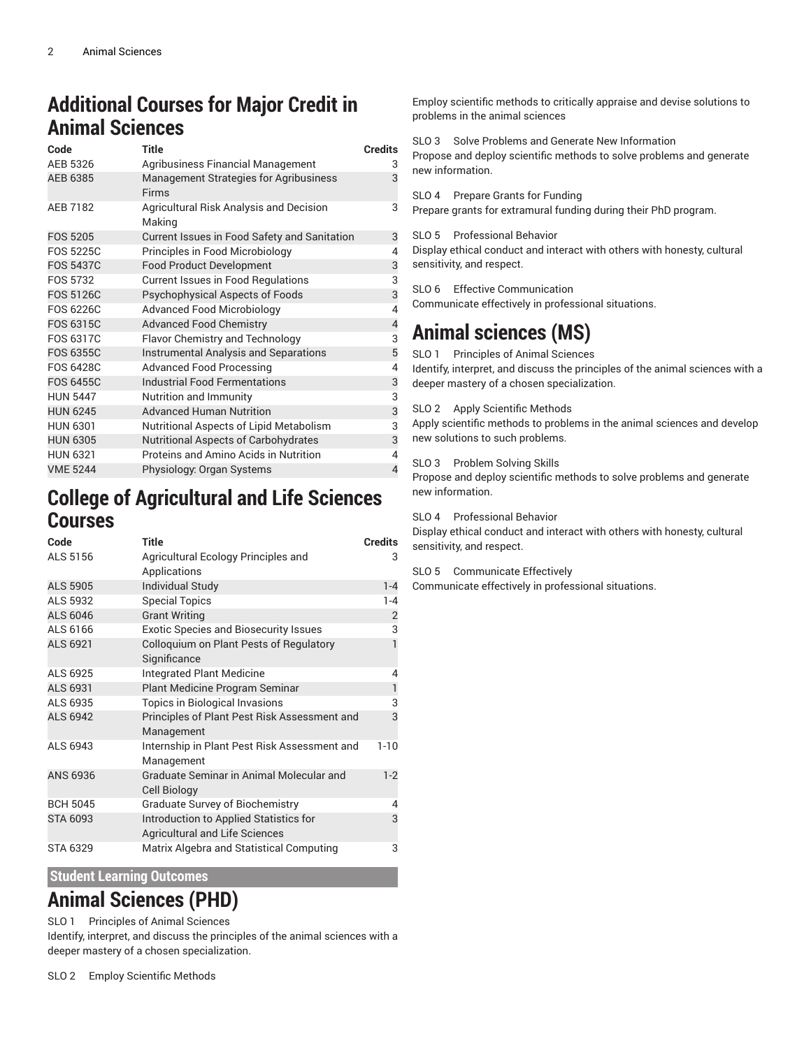## Additional Courses for Major Credit in Animal Sciences

| Code | Title | Credits |
|---|---|---|
| AEB 5326 | Agribusiness Financial Management | 3 |
| AEB 6385 | Management Strategies for Agribusiness Firms | 3 |
| AEB 7182 | Agricultural Risk Analysis and Decision Making | 3 |
| FOS 5205 | Current Issues in Food Safety and Sanitation | 3 |
| FOS 5225C | Principles in Food Microbiology | 4 |
| FOS 5437C | Food Product Development | 3 |
| FOS 5732 | Current Issues in Food Regulations | 3 |
| FOS 5126C | Psychophysical Aspects of Foods | 3 |
| FOS 6226C | Advanced Food Microbiology | 4 |
| FOS 6315C | Advanced Food Chemistry | 4 |
| FOS 6317C | Flavor Chemistry and Technology | 3 |
| FOS 6355C | Instrumental Analysis and Separations | 5 |
| FOS 6428C | Advanced Food Processing | 4 |
| FOS 6455C | Industrial Food Fermentations | 3 |
| HUN 5447 | Nutrition and Immunity | 3 |
| HUN 6245 | Advanced Human Nutrition | 3 |
| HUN 6301 | Nutritional Aspects of Lipid Metabolism | 3 |
| HUN 6305 | Nutritional Aspects of Carbohydrates | 3 |
| HUN 6321 | Proteins and Amino Acids in Nutrition | 4 |
| VME 5244 | Physiology: Organ Systems | 4 |

## College of Agricultural and Life Sciences Courses

| Code | Title | Credits |
|---|---|---|
| ALS 5156 | Agricultural Ecology Principles and Applications | 3 |
| ALS 5905 | Individual Study | 1-4 |
| ALS 5932 | Special Topics | 1-4 |
| ALS 6046 | Grant Writing | 2 |
| ALS 6166 | Exotic Species and Biosecurity Issues | 3 |
| ALS 6921 | Colloquium on Plant Pests of Regulatory Significance | 1 |
| ALS 6925 | Integrated Plant Medicine | 4 |
| ALS 6931 | Plant Medicine Program Seminar | 1 |
| ALS 6935 | Topics in Biological Invasions | 3 |
| ALS 6942 | Principles of Plant Pest Risk Assessment and Management | 3 |
| ALS 6943 | Internship in Plant Pest Risk Assessment and Management | 1-10 |
| ANS 6936 | Graduate Seminar in Animal Molecular and Cell Biology | 1-2 |
| BCH 5045 | Graduate Survey of Biochemistry | 4 |
| STA 6093 | Introduction to Applied Statistics for Agricultural and Life Sciences | 3 |
| STA 6329 | Matrix Algebra and Statistical Computing | 3 |

### Student Learning Outcomes

## Animal Sciences (PHD)

SLO 1 Principles of Animal Sciences
Identify, interpret, and discuss the principles of the animal sciences with a deeper mastery of a chosen specialization.

SLO 2 Employ Scientific Methods
Employ scientific methods to critically appraise and devise solutions to problems in the animal sciences

SLO 3 Solve Problems and Generate New Information
Propose and deploy scientific methods to solve problems and generate new information.

SLO 4 Prepare Grants for Funding
Prepare grants for extramural funding during their PhD program.

SLO 5 Professional Behavior
Display ethical conduct and interact with others with honesty, cultural sensitivity, and respect.

SLO 6 Effective Communication
Communicate effectively in professional situations.

## Animal sciences (MS)

SLO 1 Principles of Animal Sciences
Identify, interpret, and discuss the principles of the animal sciences with a deeper mastery of a chosen specialization.

SLO 2 Apply Scientific Methods
Apply scientific methods to problems in the animal sciences and develop new solutions to such problems.

SLO 3 Problem Solving Skills
Propose and deploy scientific methods to solve problems and generate new information.

SLO 4 Professional Behavior
Display ethical conduct and interact with others with honesty, cultural sensitivity, and respect.

SLO 5 Communicate Effectively
Communicate effectively in professional situations.